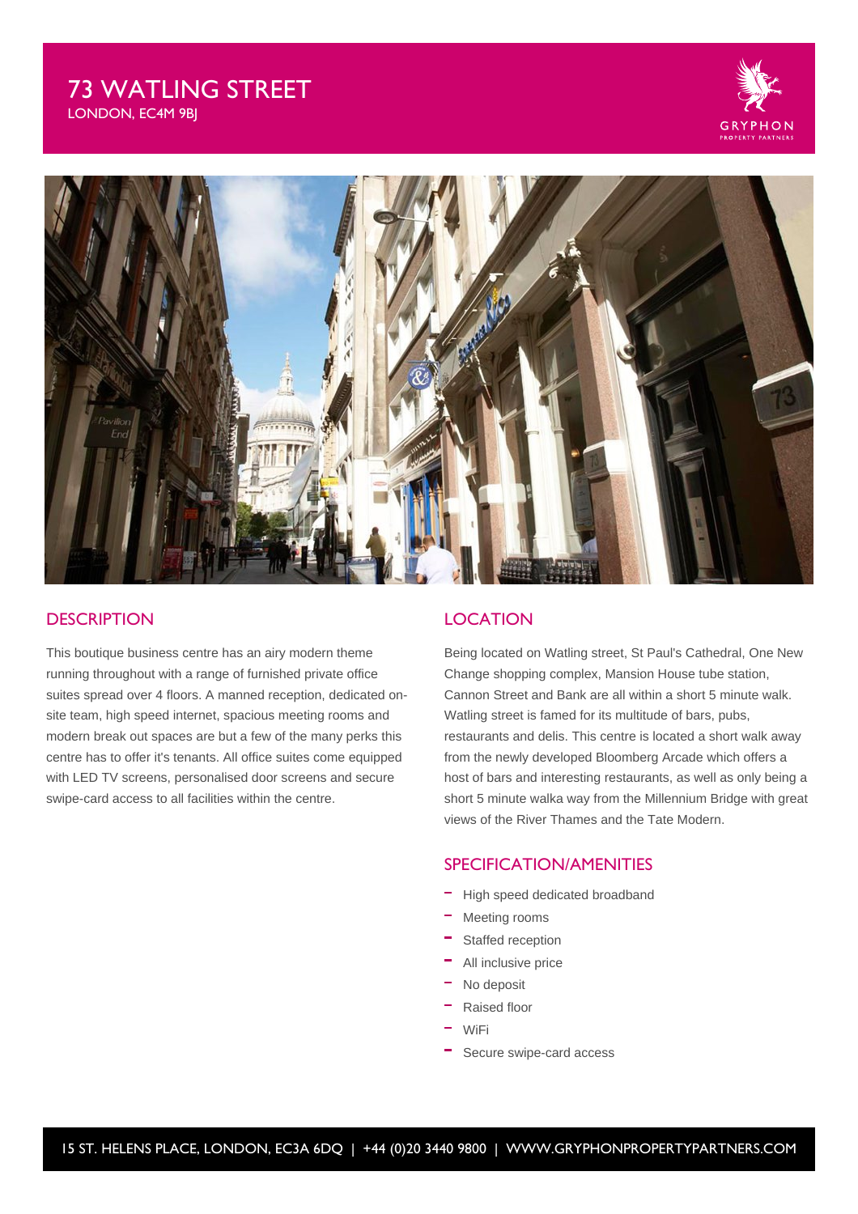# 73 WATLING STREET

LONDON, EC4M 9BJ

## DESCRIPTION

This boutique business centre has an airy modern theme running throughout with a range of furnished private office suites spread over 4 floors. A manned reception, dedicated on-site team, high speed internet, spacious meeting rooms and modern break out spaces are but a few of the many perks this centre has to offer it's tenants. All office suites come equipped with LED TV screens, personalised door screens and secure swipe-card access to all facilities within the centre.

## LOCATION

Being located on Watling street, St Paul's Cathedral, One New Change shopping complex, Mansion House tube station, Cannon Street and Bank are all within a short 5 minute walk. Watling street is famed for its multitude of bars, pubs, restaurants and delis. This centre is located a short walk away from the newly developed Bloomberg Arcade which offers a host of bars and interesting restaurants, as well as only being a short 5 minute walka way from the Millennium Bridge with great views of the River Thames and the Tate Modern.

## SPECIFICATION/AMENITIES

- High speed dedicated broadband
- Meeting rooms
- Staffed reception
- All inclusive price
- No deposit
- Raised floor
- WiFi
- Secure swipe-card access

15 ST. HELENS PLACE, LONDON, EC3A 6DQ | +44 (0)20 3440 9800 | WWW.GRYPHONPROPERTYPARTNERS.COM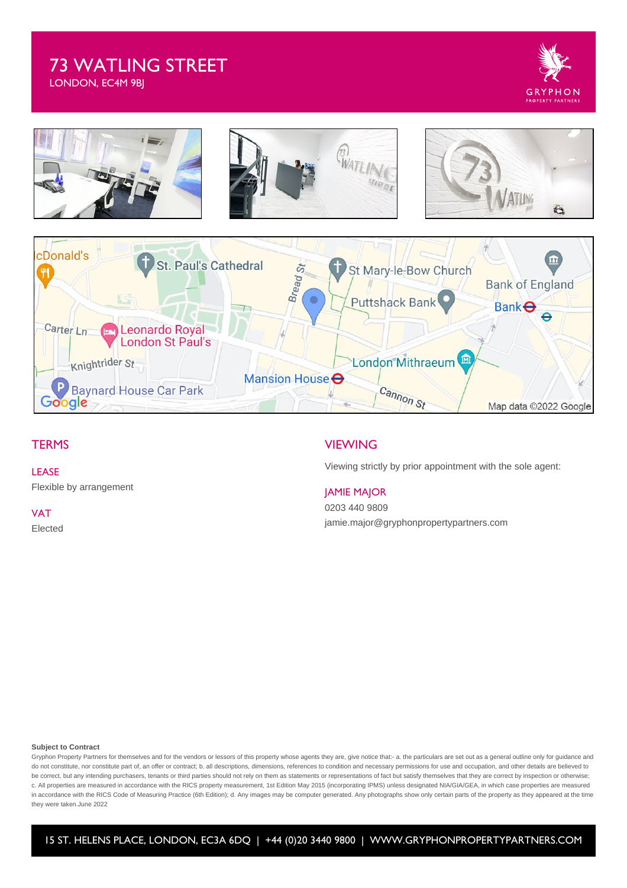# 73 WATLING STREET

LONDON, EC4M 9BJ

## TERMS

### LEASE

Flexible by arrangement

### VAT

Elected

## VIEWING

Viewing strictly by prior appointment with the sole agent:

### JAMIE MAJOR

0203 440 9809

jamie.major@gryphonpropertypartners.com

**Subject to Contract**

Gryphon Property Partners for themselves and for the vendors or lessors of this property whose agents they are, give notice that:- a. the particulars are set out as a general outline only for guidance and do not constitute, nor constitute part of, an offer or contract; b. all descriptions, dimensions, references to condition and necessary permissions for use and occupation, and other details are believed to be correct, but any intending purchasers, tenants or third parties should not rely on them as statements or representations of fact but satisfy themselves that they are correct by inspection or otherwise; c. All properties are measured in accordance with the RICS property measurement, 1st Edition May 2015 (incorporating IPMS) unless designated NIA/GIA/GEA, in which case properties are measured in accordance with the RICS Code of Measuring Practice (6th Edition); d. Any images may be computer generated. Any photographs show only certain parts of the property as they appeared at the time they were taken.June 2022

15 ST. HELENS PLACE, LONDON, EC3A 6DQ | +44 (0)20 3440 9800 | WWW.GRYPHONPROPERTYPARTNERS.COM